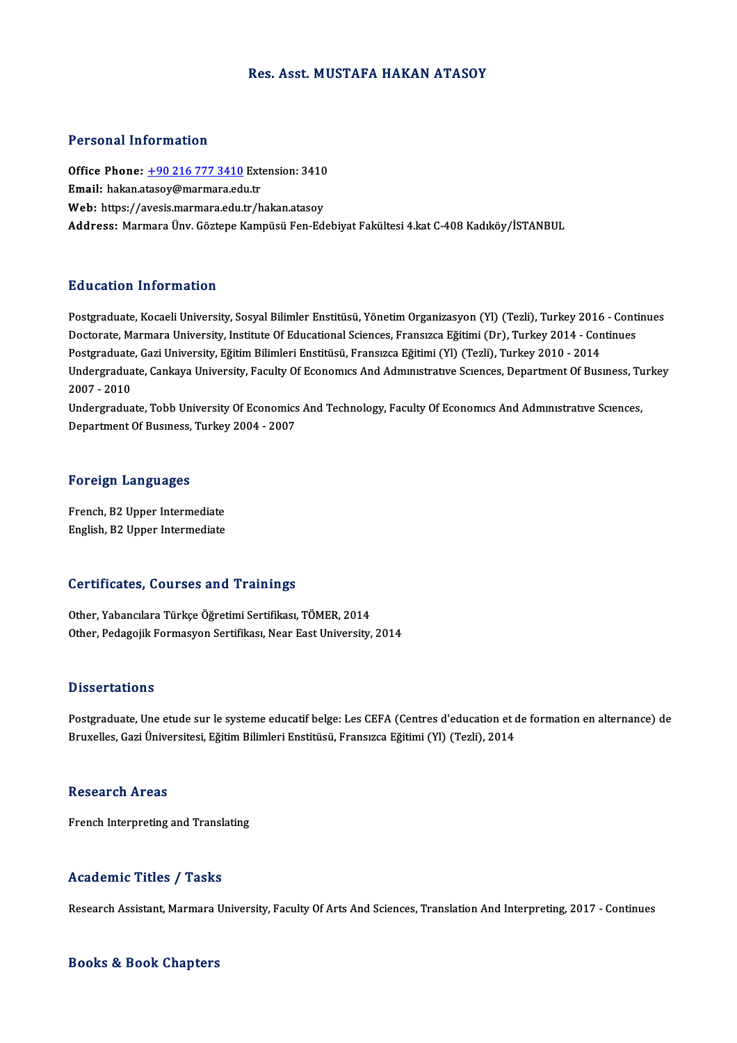# Res. Asst. MUSTAFA HAKAN ATASOY

## Personal Information

**Office Phone:** +90 216 777 3410 Extension: 3410
**Email:** hakan.atasoy@marmara.edu.tr
**Web:** https://avesis.marmara.edu.tr/hakan.atasoy
**Address:** Marmara Ünv. Göztepe Kampüsü Fen-Edebiyat Fakültesi 4.kat C-408 Kadıköy/İSTANBUL

## Education Information

Postgraduate, Kocaeli University, Sosyal Bilimler Enstitüsü, Yönetim Organizasyon (Yl) (Tezli), Turkey 2016 - Continues
Doctorate, Marmara University, Institute Of Educational Sciences, Fransızca Eğitimi (Dr), Turkey 2014 - Continues
Postgraduate, Gazi University, Eğitim Bilimleri Enstitüsü, Fransızca Eğitimi (Yl) (Tezli), Turkey 2010 - 2014
Undergraduate, Cankaya University, Faculty Of Economıcs And Admınıstratıve Scıences, Department Of Busıness, Turkey 2007 - 2010
Undergraduate, Tobb University Of Economics And Technology, Faculty Of Economıcs And Admınıstratıve Scıences, Department Of Busıness, Turkey 2004 - 2007

## Foreign Languages

French, B2 Upper Intermediate
English, B2 Upper Intermediate

## Certificates, Courses and Trainings

Other, Yabancılara Türkçe Öğretimi Sertifikası, TÖMER, 2014
Other, Pedagojik Formasyon Sertifikası, Near East University, 2014

## Dissertations

Postgraduate, Une etude sur le systeme educatif belge: Les CEFA (Centres d'education et de formation en alternance) de Bruxelles, Gazi Üniversitesi, Eğitim Bilimleri Enstitüsü, Fransızca Eğitimi (Yl) (Tezli), 2014

## Research Areas

French Interpreting and Translating

## Academic Titles / Tasks

Research Assistant, Marmara University, Faculty Of Arts And Sciences, Translation And Interpreting, 2017 - Continues

## Books & Book Chapters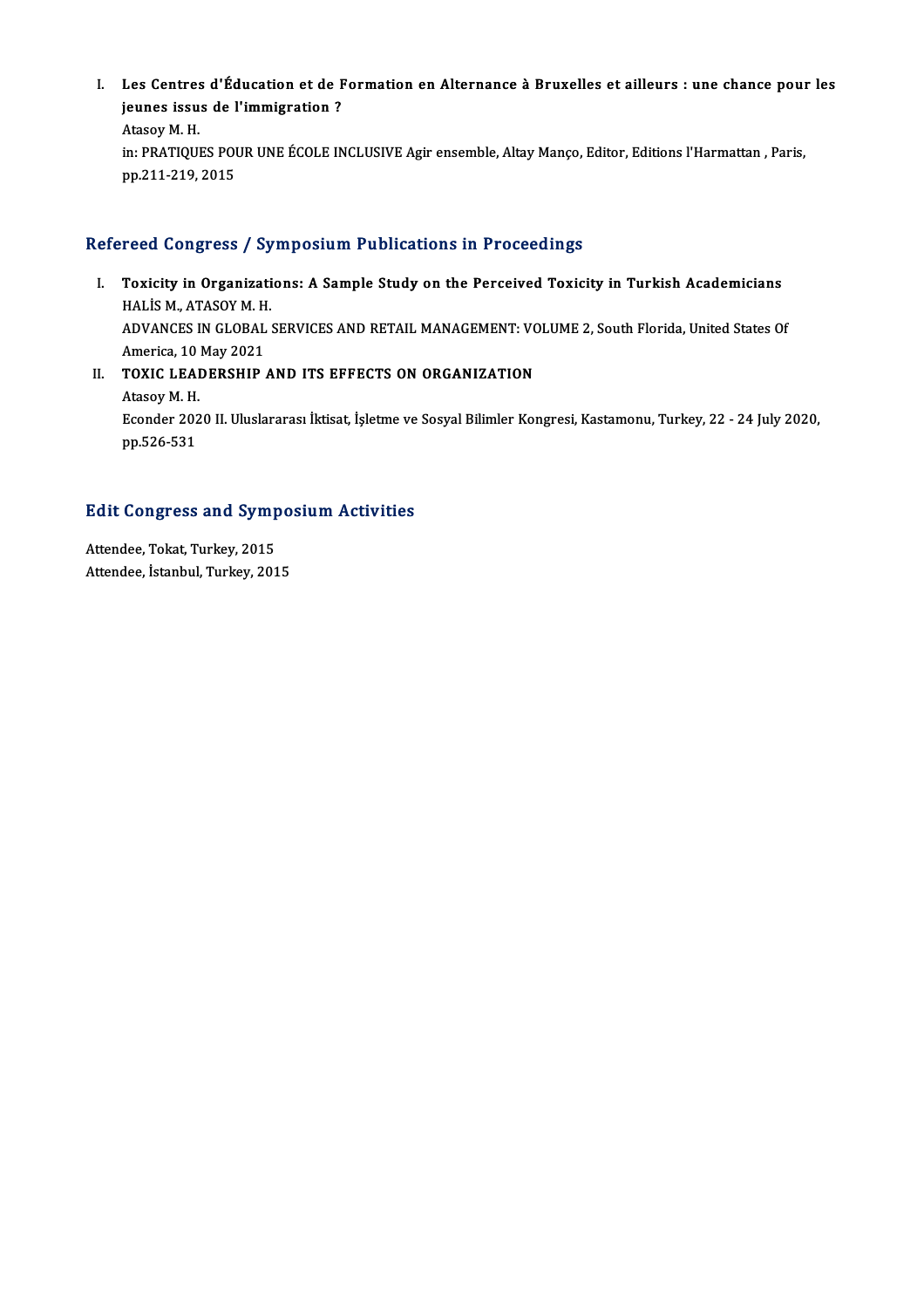I. **Les Centres d'Éducation et de Formation en Alternance à Bruxelles et ailleurs : une chance pour les jeunes issus de l'immigration ?**
   Atasoy M. H.
   in: PRATIQUES POUR UNE ÉCOLE INCLUSIVE Agir ensemble, Altay Manço, Editor, Editions l'Harmattan , Paris, pp.211-219, 2015

## Refereed Congress / Symposium Publications in Proceedings

I. **Toxicity in Organizations: A Sample Study on the Perceived Toxicity in Turkish Academicians**
   HALİS M., ATASOY M. H.
   ADVANCES IN GLOBAL SERVICES AND RETAIL MANAGEMENT: VOLUME 2, South Florida, United States Of America, 10 May 2021

II. **TOXIC LEADERSHIP AND ITS EFFECTS ON ORGANIZATION**
   Atasoy M. H.
   Econder 2020 II. Uluslararası İktisat, İşletme ve Sosyal Bilimler Kongresi, Kastamonu, Turkey, 22 - 24 July 2020, pp.526-531

## Edit Congress and Symposium Activities

Attendee, Tokat, Turkey, 2015
Attendee, İstanbul, Turkey, 2015